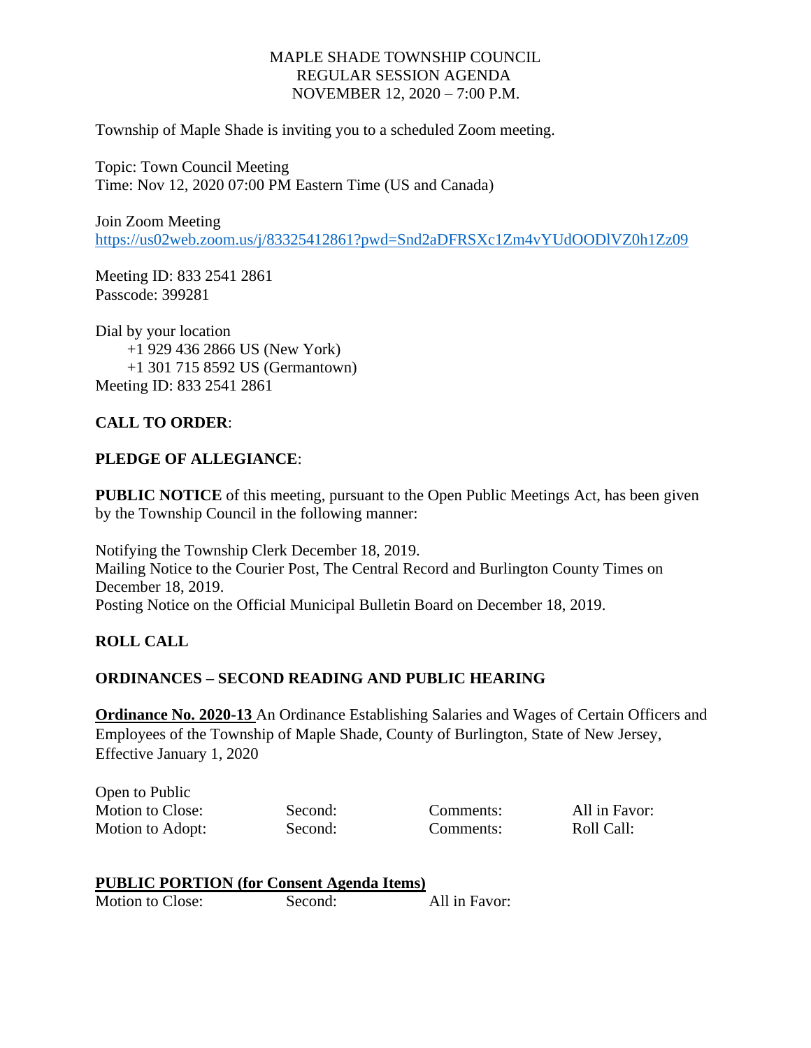MAPLE SHADE TOWNSHIP COUNCIL
REGULAR SESSION AGENDA
NOVEMBER 12, 2020 – 7:00 P.M.

Township of Maple Shade is inviting you to a scheduled Zoom meeting.

Topic: Town Council Meeting
Time: Nov 12, 2020 07:00 PM Eastern Time (US and Canada)

Join Zoom Meeting
https://us02web.zoom.us/j/83325412861?pwd=Snd2aDFRSXc1Zm4vYUdOODlVZ0h1Zz09

Meeting ID: 833 2541 2861
Passcode: 399281

Dial by your location
+1 929 436 2866 US (New York)
+1 301 715 8592 US (Germantown)
Meeting ID: 833 2541 2861

**CALL TO ORDER**:

**PLEDGE OF ALLEGIANCE**:

**PUBLIC NOTICE** of this meeting, pursuant to the Open Public Meetings Act, has been given by the Township Council in the following manner:

Notifying the Township Clerk December 18, 2019.
Mailing Notice to the Courier Post, The Central Record and Burlington County Times on December 18, 2019.
Posting Notice on the Official Municipal Bulletin Board on December 18, 2019.

**ROLL CALL**

**ORDINANCES – SECOND READING AND PUBLIC HEARING**

**Ordinance No. 2020-13** An Ordinance Establishing Salaries and Wages of Certain Officers and Employees of the Township of Maple Shade, County of Burlington, State of New Jersey, Effective January 1, 2020

Open to Public

| | | | |
|---|---|---|---|
| Motion to Close: | Second: | Comments: | All in Favor: |
| Motion to Adopt: | Second: | Comments: | Roll Call: |

**PUBLIC PORTION (for Consent Agenda Items)**

| | | |
|---|---|---|
| Motion to Close: | Second: | All in Favor: |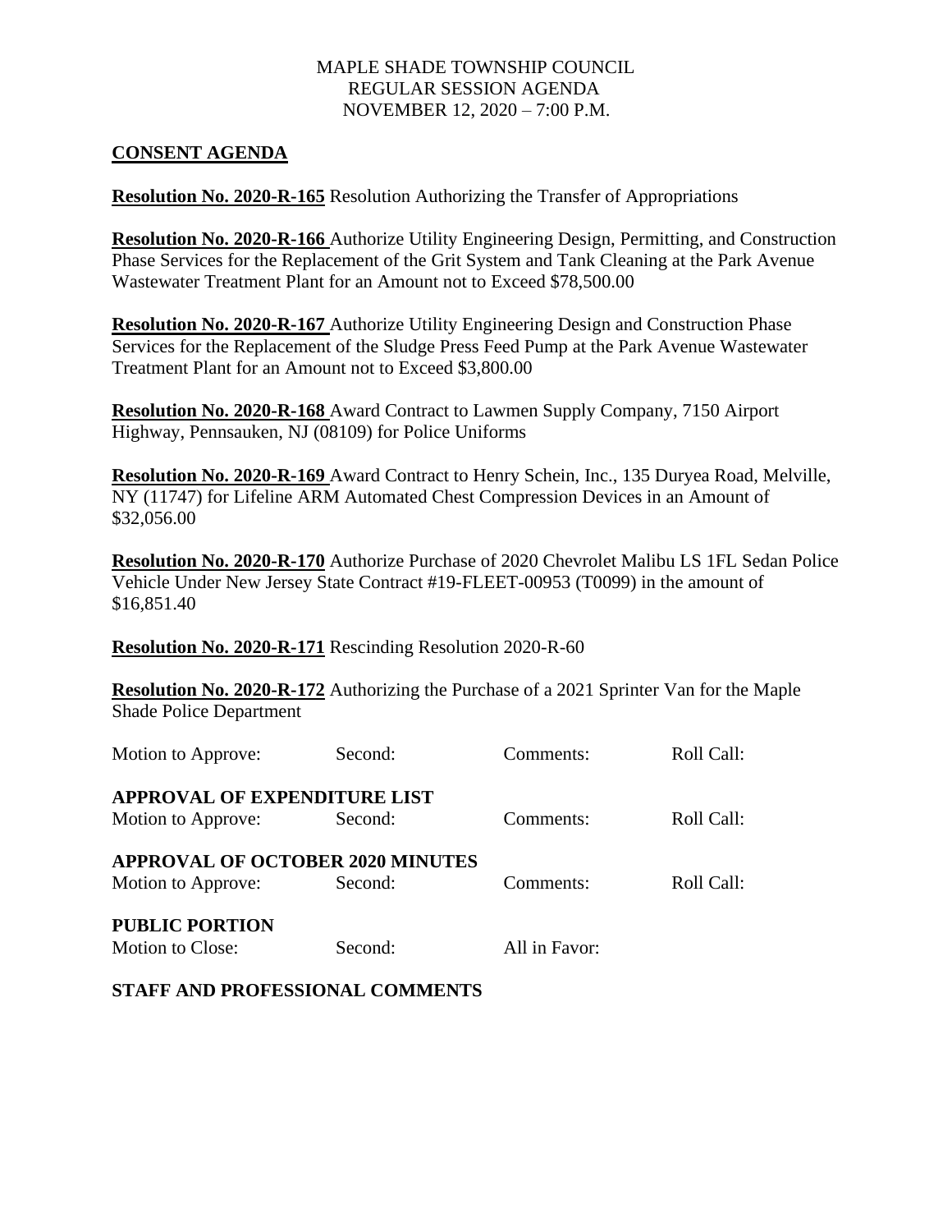MAPLE SHADE TOWNSHIP COUNCIL
REGULAR SESSION AGENDA
NOVEMBER 12, 2020 – 7:00 P.M.

## CONSENT AGENDA

**Resolution No. 2020-R-165** Resolution Authorizing the Transfer of Appropriations

**Resolution No. 2020-R-166** Authorize Utility Engineering Design, Permitting, and Construction Phase Services for the Replacement of the Grit System and Tank Cleaning at the Park Avenue Wastewater Treatment Plant for an Amount not to Exceed $78,500.00

**Resolution No. 2020-R-167** Authorize Utility Engineering Design and Construction Phase Services for the Replacement of the Sludge Press Feed Pump at the Park Avenue Wastewater Treatment Plant for an Amount not to Exceed $3,800.00

**Resolution No. 2020-R-168** Award Contract to Lawmen Supply Company, 7150 Airport Highway, Pennsauken, NJ (08109) for Police Uniforms

**Resolution No. 2020-R-169** Award Contract to Henry Schein, Inc., 135 Duryea Road, Melville, NY (11747) for Lifeline ARM Automated Chest Compression Devices in an Amount of $32,056.00

**Resolution No. 2020-R-170** Authorize Purchase of 2020 Chevrolet Malibu LS 1FL Sedan Police Vehicle Under New Jersey State Contract #19-FLEET-00953 (T0099) in the amount of $16,851.40

**Resolution No. 2020-R-171** Rescinding Resolution 2020-R-60

**Resolution No. 2020-R-172** Authorizing the Purchase of a 2021 Sprinter Van for the Maple Shade Police Department

Motion to Approve: Second: Comments: Roll Call:

**APPROVAL OF EXPENDITURE LIST**

Motion to Approve: Second: Comments: Roll Call:

**APPROVAL OF OCTOBER 2020 MINUTES**

Motion to Approve: Second: Comments: Roll Call:

**PUBLIC PORTION**

Motion to Close: Second: All in Favor:

**STAFF AND PROFESSIONAL COMMENTS**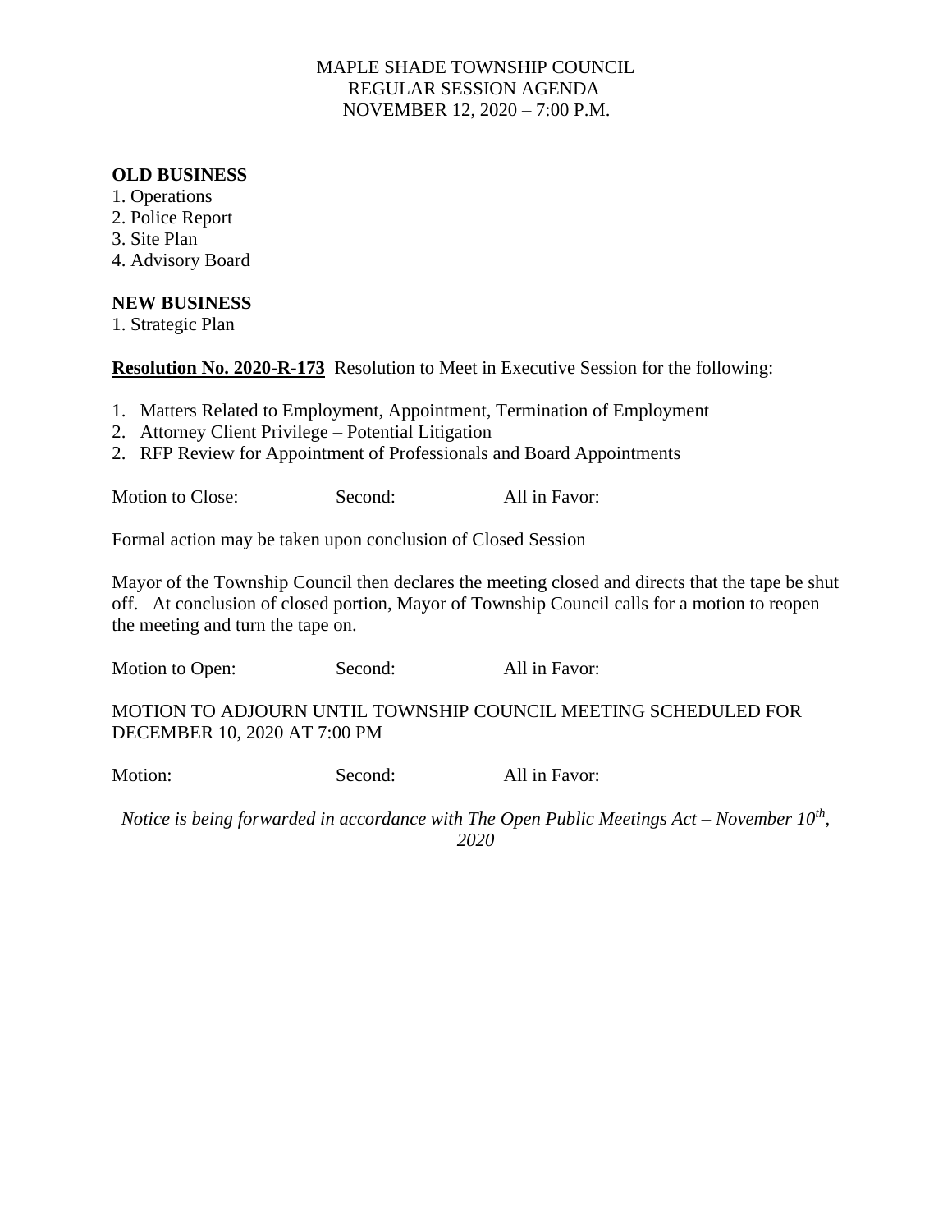MAPLE SHADE TOWNSHIP COUNCIL
REGULAR SESSION AGENDA
NOVEMBER 12, 2020 – 7:00 P.M.

**OLD BUSINESS**

1. Operations
2. Police Report
3. Site Plan
4. Advisory Board

**NEW BUSINESS**

1. Strategic Plan

**Resolution No. 2020-R-173** Resolution to Meet in Executive Session for the following:

1. Matters Related to Employment, Appointment, Termination of Employment
2. Attorney Client Privilege – Potential Litigation
2. RFP Review for Appointment of Professionals and Board Appointments

Motion to Close: Second: All in Favor:

Formal action may be taken upon conclusion of Closed Session

Mayor of the Township Council then declares the meeting closed and directs that the tape be shut off. At conclusion of closed portion, Mayor of Township Council calls for a motion to reopen the meeting and turn the tape on.

Motion to Open: Second: All in Favor:

MOTION TO ADJOURN UNTIL TOWNSHIP COUNCIL MEETING SCHEDULED FOR DECEMBER 10, 2020 AT 7:00 PM

Motion: Second: All in Favor:

*Notice is being forwarded in accordance with The Open Public Meetings Act – November 10th, 2020*